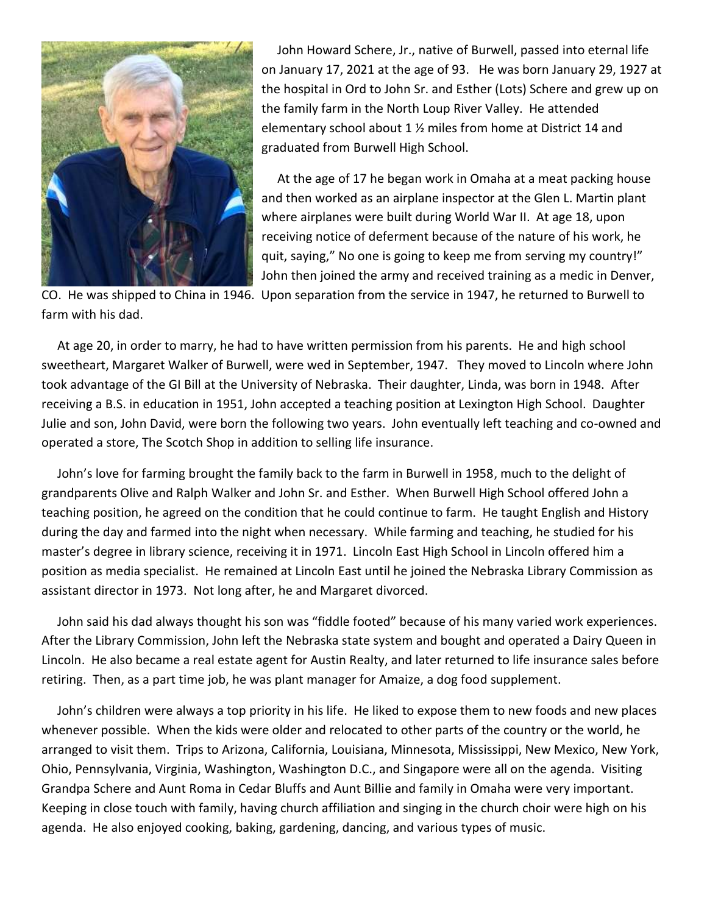John Howard Schere, Jr., native of Burwell, passed into eternal life on January 17, 2021 at the age of 93. He was born January 29, 1927 at the hospital in Ord to John Sr. and Esther (Lots) Schere and grew up on the family farm in the North Loup River Valley. He attended elementary school about 1 ½ miles from home at District 14 and graduated from Burwell High School.

At the age of 17 he began work in Omaha at a meat packing house and then worked as an airplane inspector at the Glen L. Martin plant where airplanes were built during World War II. At age 18, upon receiving notice of deferment because of the nature of his work, he quit, saying," No one is going to keep me from serving my country!" John then joined the army and received training as a medic in Denver, CO. He was shipped to China in 1946. Upon separation from the service in 1947, he returned to Burwell to farm with his dad.

At age 20, in order to marry, he had to have written permission from his parents. He and high school sweetheart, Margaret Walker of Burwell, were wed in September, 1947. They moved to Lincoln where John took advantage of the GI Bill at the University of Nebraska. Their daughter, Linda, was born in 1948. After receiving a B.S. in education in 1951, John accepted a teaching position at Lexington High School. Daughter Julie and son, John David, were born the following two years. John eventually left teaching and co-owned and operated a store, The Scotch Shop in addition to selling life insurance.

John's love for farming brought the family back to the farm in Burwell in 1958, much to the delight of grandparents Olive and Ralph Walker and John Sr. and Esther. When Burwell High School offered John a teaching position, he agreed on the condition that he could continue to farm. He taught English and History during the day and farmed into the night when necessary. While farming and teaching, he studied for his master's degree in library science, receiving it in 1971. Lincoln East High School in Lincoln offered him a position as media specialist. He remained at Lincoln East until he joined the Nebraska Library Commission as assistant director in 1973. Not long after, he and Margaret divorced.

John said his dad always thought his son was "fiddle footed" because of his many varied work experiences. After the Library Commission, John left the Nebraska state system and bought and operated a Dairy Queen in Lincoln. He also became a real estate agent for Austin Realty, and later returned to life insurance sales before retiring. Then, as a part time job, he was plant manager for Amaize, a dog food supplement.

John's children were always a top priority in his life. He liked to expose them to new foods and new places whenever possible. When the kids were older and relocated to other parts of the country or the world, he arranged to visit them. Trips to Arizona, California, Louisiana, Minnesota, Mississippi, New Mexico, New York, Ohio, Pennsylvania, Virginia, Washington, Washington D.C., and Singapore were all on the agenda. Visiting Grandpa Schere and Aunt Roma in Cedar Bluffs and Aunt Billie and family in Omaha were very important. Keeping in close touch with family, having church affiliation and singing in the church choir were high on his agenda. He also enjoyed cooking, baking, gardening, dancing, and various types of music.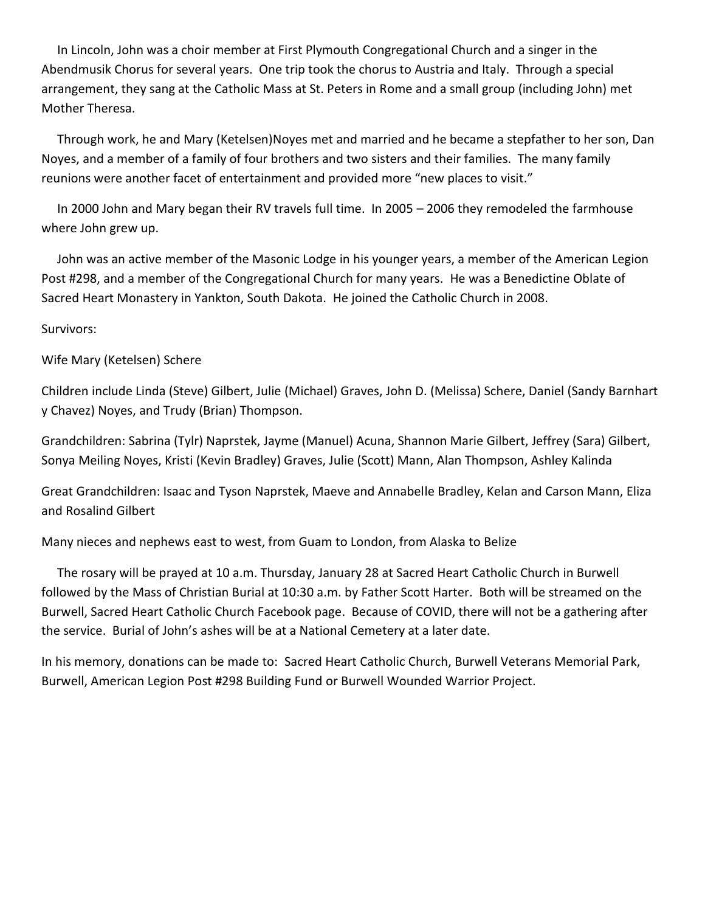In Lincoln, John was a choir member at First Plymouth Congregational Church and a singer in the Abendmusik Chorus for several years. One trip took the chorus to Austria and Italy. Through a special arrangement, they sang at the Catholic Mass at St. Peters in Rome and a small group (including John) met Mother Theresa.

Through work, he and Mary (Ketelsen)Noyes met and married and he became a stepfather to her son, Dan Noyes, and a member of a family of four brothers and two sisters and their families. The many family reunions were another facet of entertainment and provided more "new places to visit."

In 2000 John and Mary began their RV travels full time. In 2005 – 2006 they remodeled the farmhouse where John grew up.

John was an active member of the Masonic Lodge in his younger years, a member of the American Legion Post #298, and a member of the Congregational Church for many years. He was a Benedictine Oblate of Sacred Heart Monastery in Yankton, South Dakota. He joined the Catholic Church in 2008.

Survivors:

Wife Mary (Ketelsen) Schere

Children include Linda (Steve) Gilbert, Julie (Michael) Graves, John D. (Melissa) Schere, Daniel (Sandy Barnhart y Chavez) Noyes, and Trudy (Brian) Thompson.

Grandchildren: Sabrina (Tylr) Naprstek, Jayme (Manuel) Acuna, Shannon Marie Gilbert, Jeffrey (Sara) Gilbert, Sonya Meiling Noyes, Kristi (Kevin Bradley) Graves, Julie (Scott) Mann, Alan Thompson, Ashley Kalinda

Great Grandchildren: Isaac and Tyson Naprstek, Maeve and Annabelle Bradley, Kelan and Carson Mann, Eliza and Rosalind Gilbert

Many nieces and nephews east to west, from Guam to London, from Alaska to Belize

The rosary will be prayed at 10 a.m. Thursday, January 28 at Sacred Heart Catholic Church in Burwell followed by the Mass of Christian Burial at 10:30 a.m. by Father Scott Harter. Both will be streamed on the Burwell, Sacred Heart Catholic Church Facebook page. Because of COVID, there will not be a gathering after the service. Burial of John's ashes will be at a National Cemetery at a later date.

In his memory, donations can be made to: Sacred Heart Catholic Church, Burwell Veterans Memorial Park, Burwell, American Legion Post #298 Building Fund or Burwell Wounded Warrior Project.